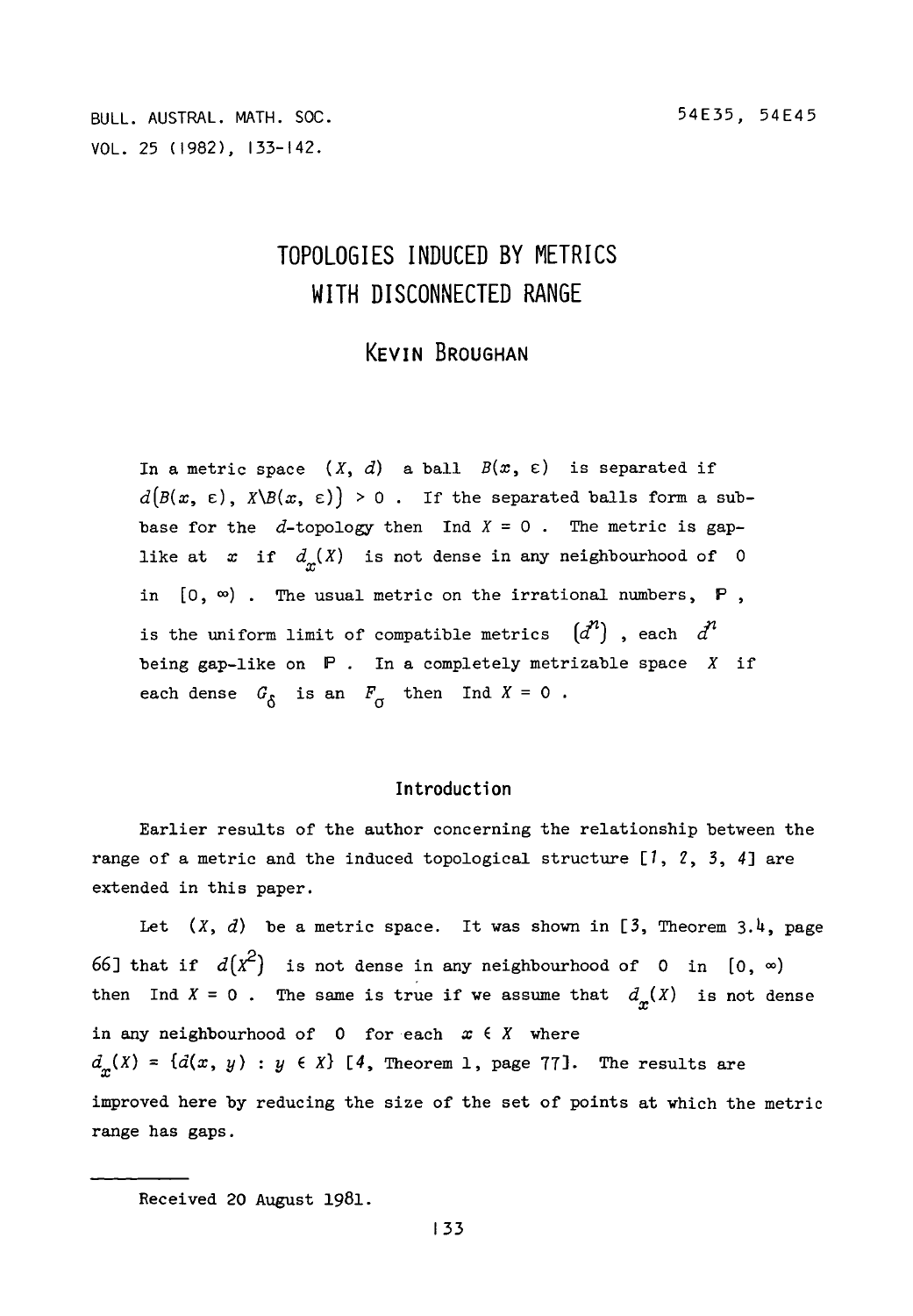# TOPOLOGIES INDUCED BY METRICS WITH DISCONNECTED RANGE

## Kevin Broughan

In a metric space $(X, d)$ a ball $B(x, \varepsilon)$ is separated if $d\big(B(x, \varepsilon), X\backslash B(x, \varepsilon)\big) > 0$. If the separated balls form a subbase for the $d$-topology then $\operatorname{Ind} X = 0$. The metric is gap-like at $x$ if $d_x(X)$ is not dense in any neighbourhood of $0$ in $[0, \infty)$. The usual metric on the irrational numbers, $\mathbb{P}$, is the uniform limit of compatible metrics $\left(d^n\right)$, each $d^n$ being gap-like on $\mathbb{P}$. In a completely metrizable space $X$ if each dense $G_\delta$ is an $F_\sigma$ then $\operatorname{Ind} X = 0$.

### Introduction

Earlier results of the author concerning the relationship between the range of a metric and the induced topological structure [1, 2, 3, 4] are extended in this paper.

Let $(X, d)$ be a metric space. It was shown in [3, Theorem 3.4, page 66] that if $d\left(X^2\right)$ is not dense in any neighbourhood of $0$ in $[0, \infty)$ then $\operatorname{Ind} X = 0$. The same is true if we assume that $d_x(X)$ is not dense in any neighbourhood of $0$ for each $x \in X$ where $d_x(X) = \{d(x, y) : y \in X\}$ [4, Theorem 1, page 77]. The results are improved here by reducing the size of the set of points at which the metric range has gaps.

Received 20 August 1981.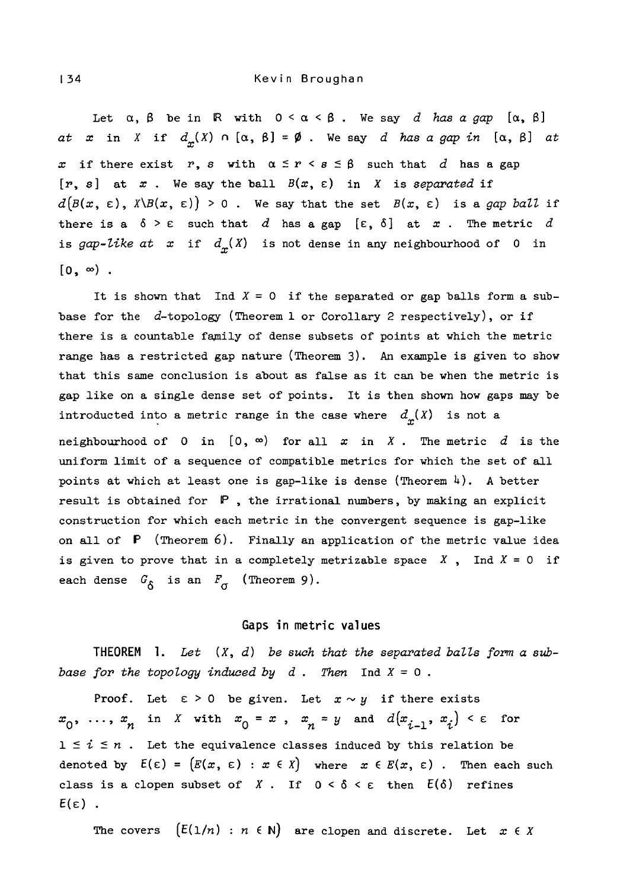Let $\alpha, \beta$ be in $\mathbb{R}$ with $0 < \alpha < \beta$. We say *$d$ has a gap $[\alpha, \beta]$ at $x$ in $X$* if $d_x(X) \cap [\alpha, \beta] = \emptyset$. We say *$d$ has a gap in $[\alpha, \beta]$ at $x$* if there exist $r, s$ with $\alpha \leq r < s \leq \beta$ such that $d$ has a gap $[r, s]$ at $x$. We say the ball $B(x, \varepsilon)$ in $X$ is *separated* if $d\big(B(x, \varepsilon), X \backslash B(x, \varepsilon)\big) > 0$. We say that the set $B(x, \varepsilon)$ is a *gap ball* if there is a $\delta > \varepsilon$ such that $d$ has a gap $[\varepsilon, \delta]$ at $x$. The metric $d$ is *gap-like at $x$* if $d_x(X)$ is not dense in any neighbourhood of $0$ in $[0, \infty)$.

It is shown that $\operatorname{Ind} X = 0$ if the separated or gap balls form a subbase for the $d$-topology (Theorem 1 or Corollary 2 respectively), or if there is a countable family of dense subsets of points at which the metric range has a restricted gap nature (Theorem 3). An example is given to show that this same conclusion is about as false as it can be when the metric is gap like on a single dense set of points. It is then shown how gaps may be introducted into a metric range in the case where $d_x(X)$ is not a neighbourhood of $0$ in $[0, \infty)$ for all $x$ in $X$. The metric $d$ is the uniform limit of a sequence of compatible metrics for which the set of all points at which at least one is gap-like is dense (Theorem 4). A better result is obtained for $\mathbb{P}$, the irrational numbers, by making an explicit construction for which each metric in the convergent sequence is gap-like on all of $\mathbb{P}$ (Theorem 6). Finally an application of the metric value idea is given to prove that in a completely metrizable space $X$, $\operatorname{Ind} X = 0$ if each dense $G_\delta$ is an $F_\sigma$ (Theorem 9).

## Gaps in metric values

**THEOREM 1.** *Let $(X, d)$ be such that the separated balls form a subbase for the topology induced by $d$. Then* $\operatorname{Ind} X = 0$.

*Proof.* Let $\varepsilon > 0$ be given. Let $x \sim y$ if there exists $x_0, \ldots, x_n$ in $X$ with $x_0 = x$, $x_n = y$ and $d\big(x_{i-1}, x_i\big) < \varepsilon$ for $1 \leq i \leq n$. Let the equivalence classes induced by this relation be denoted by $E(\varepsilon) = \big(E(x, \varepsilon) : x \in X\big)$ where $x \in E(x, \varepsilon)$. Then each such class is a clopen subset of $X$. If $0 < \delta < \varepsilon$ then $E(\delta)$ refines $E(\varepsilon)$.

The covers $\big(E(1/n) : n \in \mathbb{N}\big)$ are clopen and discrete. Let $x \in X$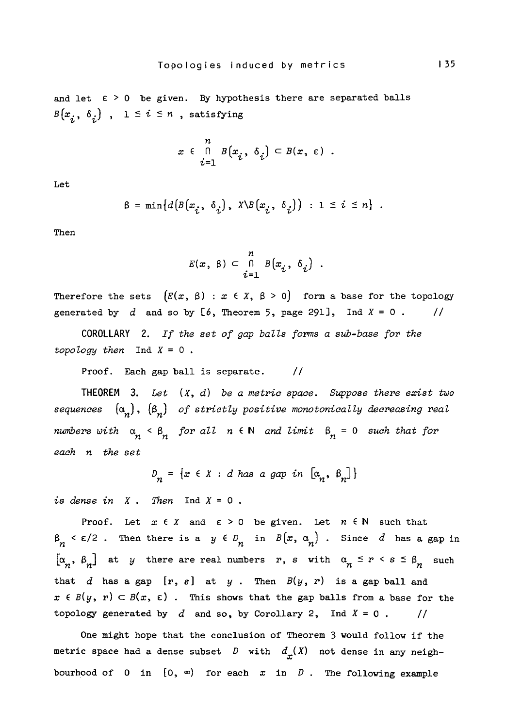and let $\varepsilon > 0$ be given. By hypothesis there are separated balls $B(x_i, \delta_i)$, $1 \leq i \leq n$, satisfying

$$x \in \bigcap_{i=1}^{n} B(x_i, \delta_i) \subset B(x, \varepsilon) .$$

Let

$$\beta = \min\{d(B(x_i, \delta_i), X \backslash B(x_i, \delta_i)) : 1 \leq i \leq n\} .$$

Then

$$E(x, \beta) \subset \bigcap_{i=1}^{n} B(x_i, \delta_i) .$$

Therefore the sets $(E(x, \beta) : x \in X, \beta > 0)$ form a base for the topology generated by $d$ and so by [6, Theorem 5, page 291], $\operatorname{Ind} X = 0$. //

**COROLLARY 2.** *If the set of gap balls forms a sub-base for the topology then* $\operatorname{Ind} X = 0$.

Proof. Each gap ball is separate. //

**THEOREM 3.** *Let $(X, d)$ be a metric space. Suppose there exist two sequences $(\alpha_n)$, $(\beta_n)$ of strictly positive monotonically decreasing real numbers with $\alpha_n < \beta_n$ for all $n \in \mathbb{N}$ and limit $\beta_n = 0$ such that for each $n$ the set*

$$D_n = \{x \in X : d \text{ has a gap in } [\alpha_n, \beta_n]\}$$

*is dense in $X$. Then* $\operatorname{Ind} X = 0$.

Proof. Let $x \in X$ and $\varepsilon > 0$ be given. Let $n \in \mathbb{N}$ such that $\beta_n < \varepsilon/2$. Then there is a $y \in D_n$ in $B(x, \alpha_n)$. Since $d$ has a gap in $[\alpha_n, \beta_n]$ at $y$ there are real numbers $r$, $s$ with $\alpha_n \leq r < s \leq \beta_n$ such that $d$ has a gap $[r, s]$ at $y$. Then $B(y, r)$ is a gap ball and $x \in B(y, r) \subset B(x, \varepsilon)$. This shows that the gap balls from a base for the topology generated by $d$ and so, by Corollary 2, $\operatorname{Ind} X = 0$. //

One might hope that the conclusion of Theorem 3 would follow if the metric space had a dense subset $D$ with $d_x(X)$ not dense in any neighbourhood of $0$ in $[0, \infty)$ for each $x$ in $D$. The following example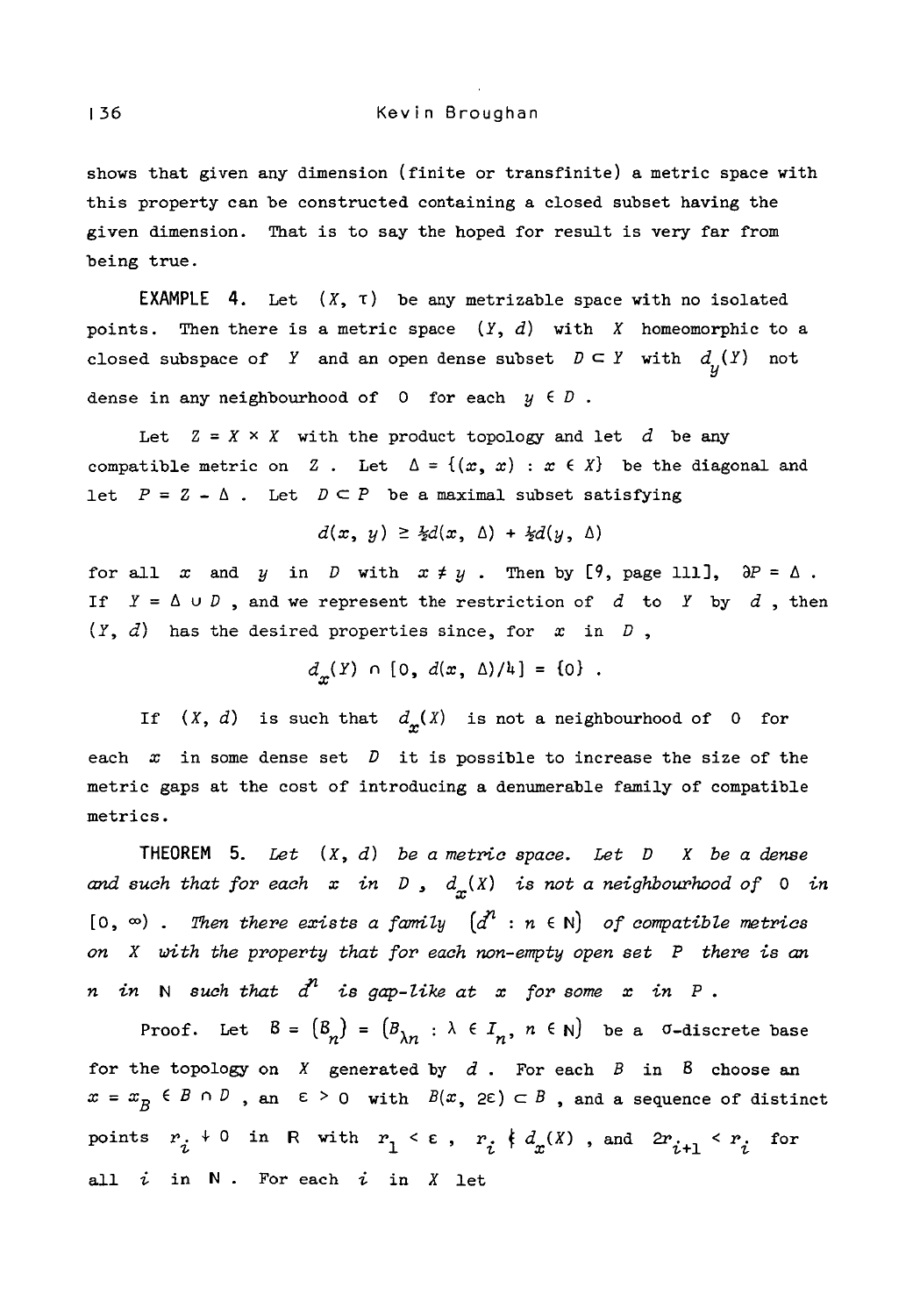shows that given any dimension (finite or transfinite) a metric space with this property can be constructed containing a closed subset having the given dimension. That is to say the hoped for result is very far from being true.

**EXAMPLE 4.** Let $(X, \tau)$ be any metrizable space with no isolated points. Then there is a metric space $(Y, d)$ with $X$ homeomorphic to a closed subspace of $Y$ and an open dense subset $D \subset Y$ with $d_y(Y)$ not dense in any neighbourhood of $0$ for each $y \in D$.

Let $Z = X \times X$ with the product topology and let $d$ be any compatible metric on $Z$. Let $\Delta = \{(x, x) : x \in X\}$ be the diagonal and let $P = Z - \Delta$. Let $D \subset P$ be a maximal subset satisfying

$$d(x, y) \geq \tfrac{1}{2}d(x, \Delta) + \tfrac{1}{2}d(y, \Delta)$$

for all $x$ and $y$ in $D$ with $x \neq y$. Then by [9, page 111], $\partial P = \Delta$. If $Y = \Delta \cup D$, and we represent the restriction of $d$ to $Y$ by $d$, then $(Y, d)$ has the desired properties since, for $x$ in $D$,

$$d_x(Y) \cap [0, d(x, \Delta)/4] = \{0\} .$$

If $(X, d)$ is such that $d_x(X)$ is not a neighbourhood of $0$ for each $x$ in some dense set $D$ it is possible to increase the size of the metric gaps at the cost of introducing a denumerable family of compatible metrics.

**THEOREM 5.** *Let $(X, d)$ be a metric space. Let $D$ $X$ be a dense and such that for each $x$ in $D$, $d_x(X)$ is not a neighbourhood of $0$ in $[0, \infty)$. Then there exists a family $(d^n : n \in \mathbb{N})$ of compatible metrics on $X$ with the property that for each non-empty open set $P$ there is an $n$ in $\mathbb{N}$ such that $d^n$ is gap-like at $x$ for some $x$ in $P$.*

*Proof.* Let $\mathcal{B} = (\mathcal{B}_n) = (B_{\lambda n} : \lambda \in I_n, n \in \mathbb{N})$ be a $\sigma$-discrete base for the topology on $X$ generated by $d$. For each $B$ in $\mathcal{B}$ choose an $x = x_B \in B \cap D$, an $\varepsilon > 0$ with $B(x, 2\varepsilon) \subset B$, and a sequence of distinct points $r_i \downarrow 0$ in $\mathbb{R}$ with $r_1 < \varepsilon$, $r_i \notin d_x(X)$, and $2r_{i+1} < r_i$ for all $i$ in $\mathbb{N}$. For each $i$ in $X$ let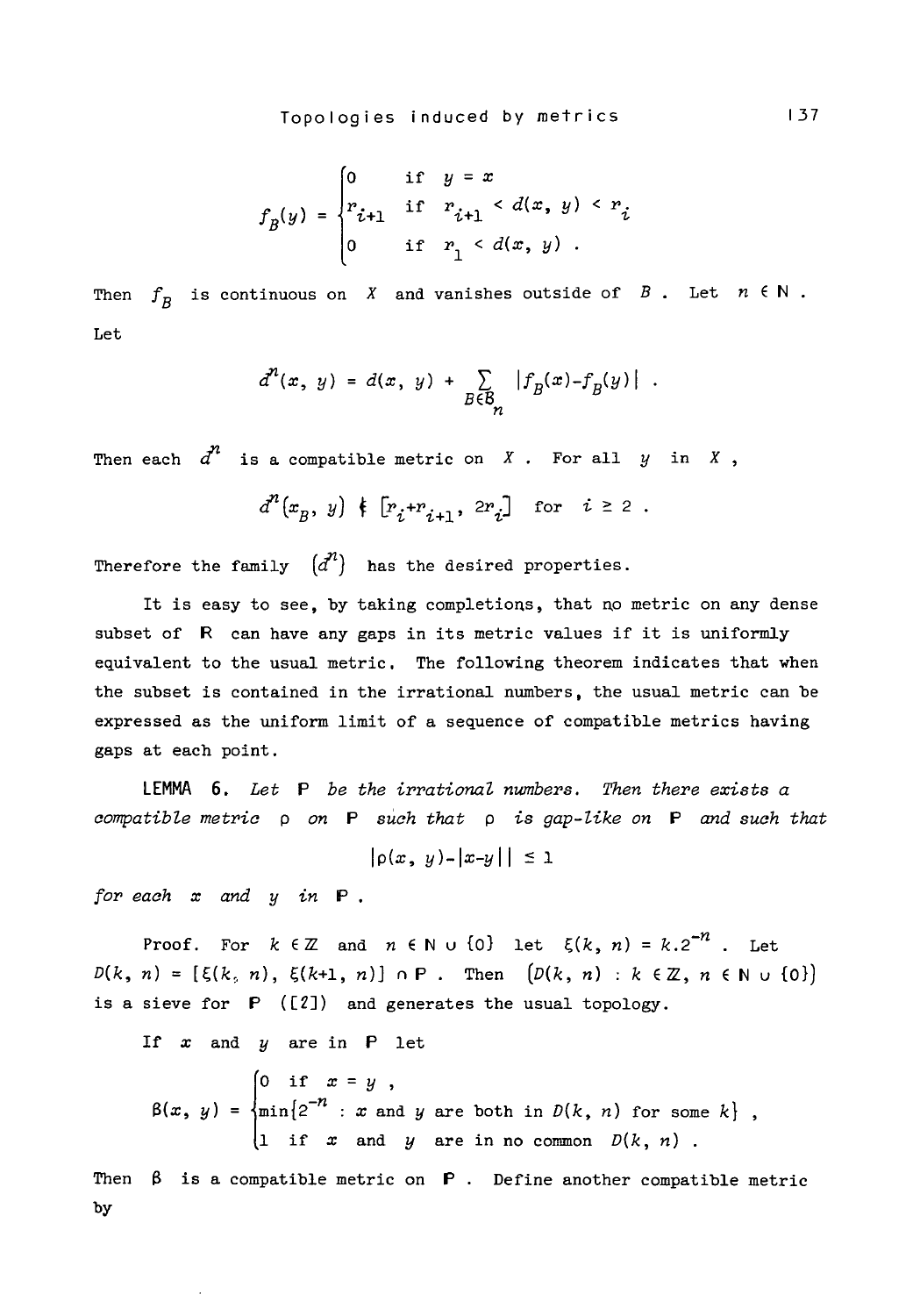$$f_B(y) = \begin{cases} 0 & \text{if } y = x \\ r_{i+1} & \text{if } r_{i+1} < d(x, y) < r_i \\ 0 & \text{if } r_1 < d(x, y) . \end{cases}$$

Then $f_B$ is continuous on $X$ and vanishes outside of $B$. Let $n \in \mathbb{N}$. Let

$$d^n(x, y) = d(x, y) + \sum_{B \in \mathcal{B}_n} |f_B(x) - f_B(y)| .$$

Then each $d^n$ is a compatible metric on $X$. For all $y$ in $X$,

$$d^n(x_B, y) \notin [r_i + r_{i+1}, 2r_i] \quad \text{for } i \geq 2 .$$

Therefore the family $(d^n)$ has the desired properties.

It is easy to see, by taking completions, that no metric on any dense subset of $\mathbb{R}$ can have any gaps in its metric values if it is uniformly equivalent to the usual metric. The following theorem indicates that when the subset is contained in the irrational numbers, the usual metric can be expressed as the uniform limit of a sequence of compatible metrics having gaps at each point.

**LEMMA 6.** *Let $\mathbb{P}$ be the irrational numbers. Then there exists a compatible metric $\rho$ on $\mathbb{P}$ such that $\rho$ is gap-like on $\mathbb{P}$ and such that*

$$|\rho(x, y) - |x-y|| \leq 1$$

*for each $x$ and $y$ in $\mathbb{P}$.*

Proof. For $k \in \mathbb{Z}$ and $n \in \mathbb{N} \cup \{0\}$ let $\xi(k, n) = k.2^{-n}$. Let $D(k, n) = [\xi(k, n), \xi(k+1, n)] \cap \mathbb{P}$. Then $\{D(k, n) : k \in \mathbb{Z}, n \in \mathbb{N} \cup \{0\}\}$ is a sieve for $\mathbb{P}$ ([2]) and generates the usual topology.

If $x$ and $y$ are in $\mathbb{P}$ let

$$\beta(x, y) = \begin{cases} 0 & \text{if } x = y , \\ \min\{2^{-n} : x \text{ and } y \text{ are both in } D(k, n) \text{ for some } k\} , \\ 1 & \text{if } x \text{ and } y \text{ are in no common } D(k, n) . \end{cases}$$

Then $\beta$ is a compatible metric on $\mathbb{P}$. Define another compatible metric by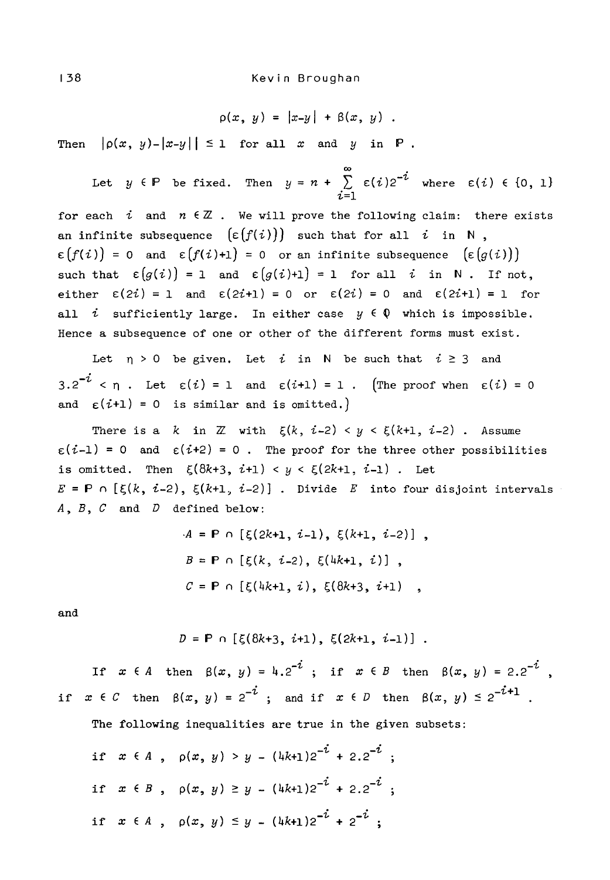$$\rho(x, y) = |x-y| + \beta(x, y) .$$

Then $|\rho(x, y)-|x-y|| \leq 1$ for all $x$ and $y$ in $\mathbb{P}$.

Let $y \in \mathbb{P}$ be fixed. Then $y = n + \sum_{i=1}^{\infty} \varepsilon(i)2^{-i}$ where $\varepsilon(i) \in \{0, 1\}$ for each $i$ and $n \in \mathbb{Z}$. We will prove the following claim: there exists an infinite subsequence $(\varepsilon(f(i)))$ such that for all $i$ in $\mathbb{N}$, $\varepsilon(f(i)) = 0$ and $\varepsilon(f(i)+1) = 0$ or an infinite subsequence $(\varepsilon(g(i)))$ such that $\varepsilon(g(i)) = 1$ and $\varepsilon(g(i)+1) = 1$ for all $i$ in $\mathbb{N}$. If not, either $\varepsilon(2i) = 1$ and $\varepsilon(2i+1) = 0$ or $\varepsilon(2i) = 0$ and $\varepsilon(2i+1) = 1$ for all $i$ sufficiently large. In either case $y \in \mathbb{Q}$ which is impossible. Hence a subsequence of one or other of the different forms must exist.

Let $\eta > 0$ be given. Let $i$ in $\mathbb{N}$ be such that $i \geq 3$ and $3.2^{-i} < \eta$. Let $\varepsilon(i) = 1$ and $\varepsilon(i+1) = 1$. (The proof when $\varepsilon(i) = 0$ and $\varepsilon(i+1) = 0$ is similar and is omitted.)

There is a $k$ in $\mathbb{Z}$ with $\xi(k, i-2) < y < \xi(k+1, i-2)$. Assume $\varepsilon(i-1) = 0$ and $\varepsilon(i+2) = 0$. The proof for the three other possibilities is omitted. Then $\xi(8k+3, i+1) < y < \xi(2k+1, i-1)$. Let $E = \mathbb{P} \cap [\xi(k, i-2), \xi(k+1, i-2)]$. Divide $E$ into four disjoint intervals $A$, $B$, $C$ and $D$ defined below:

$$A = \mathbb{P} \cap [\xi(2k+1, i-1), \xi(k+1, i-2)] ,$$

$$B = \mathbb{P} \cap [\xi(k, i-2), \xi(4k+1, i)] ,$$

$$C = \mathbb{P} \cap [\xi(4k+1, i), \xi(8k+3, i+1) ,$$

and

$$D = \mathbb{P} \cap [\xi(8k+3, i+1), \xi(2k+1, i-1)] .$$

If $x \in A$ then $\beta(x, y) = 4.2^{-i}$ ; if $x \in B$ then $\beta(x, y) = 2.2^{-i}$, if $x \in C$ then $\beta(x, y) = 2^{-i}$ ; and if $x \in D$ then $\beta(x, y) \leq 2^{-i+1}$.

The following inequalities are true in the given subsets:

if $x \in A$ , $\rho(x, y) > y - (4k+1)2^{-i} + 2.2^{-i}$ ;

if $x \in B$ , $\rho(x, y) \geq y - (4k+1)2^{-i} + 2.2^{-i}$ ;

if $x \in A$ , $\rho(x, y) \leq y - (4k+1)2^{-i} + 2^{-i}$ ;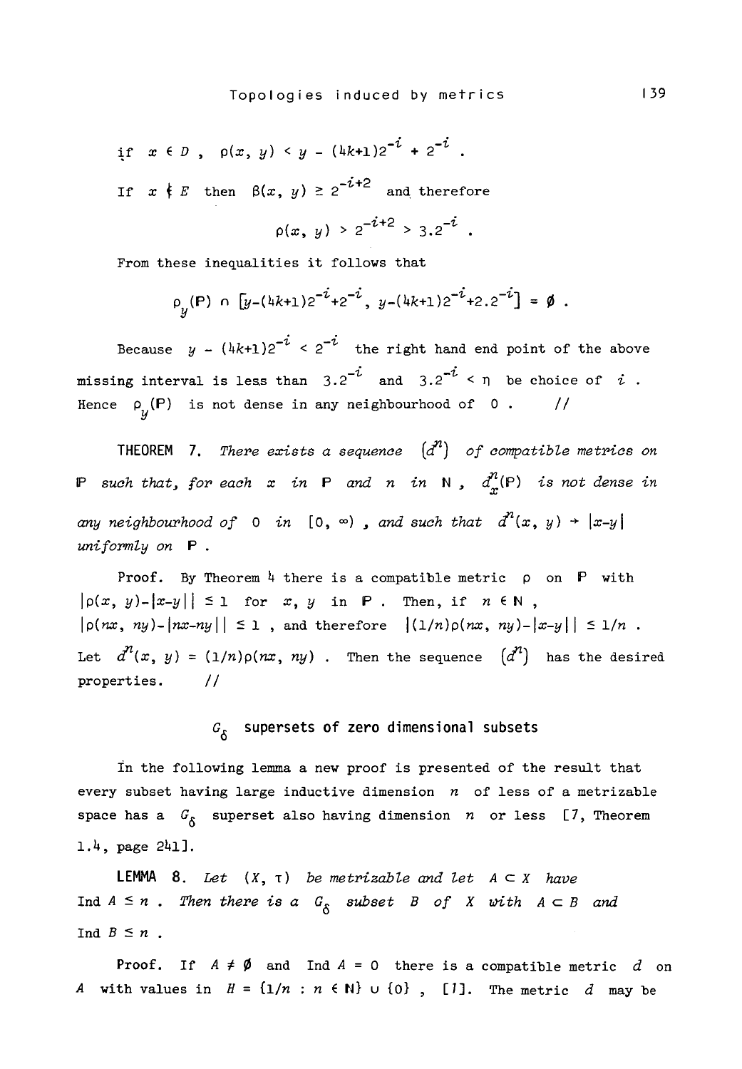if $x \in D$ , $\rho(x, y) < y - (4k+1)2^{-i} + 2^{-i}$ .

If $x \notin E$ then $\beta(x, y) \geq 2^{-i+2}$ and therefore

$$\rho(x, y) > 2^{-i+2} > 3.2^{-i} .$$

From these inequalities it follows that

$$\rho_y(\mathbb{P}) \cap [y-(4k+1)2^{-i}+2^{-i}, y-(4k+1)2^{-i}+2.2^{-i}] = \emptyset .$$

Because $y - (4k+1)2^{-i} < 2^{-i}$ the right hand end point of the above missing interval is less than $3.2^{-i}$ and $3.2^{-i} < \eta$ be choice of $i$ . Hence $\rho_y(\mathbb{P})$ is not dense in any neighbourhood of $0$ . //

**THEOREM 7.** *There exists a sequence $(d^n)$ of compatible metrics on $\mathbb{P}$ such that, for each $x$ in $\mathbb{P}$ and $n$ in $\mathbb{N}$ , $d^n_x(\mathbb{P})$ is not dense in any neighbourhood of $0$ in $[0, \infty)$ , and such that $d^n(x, y) \to |x-y|$ uniformly on $\mathbb{P}$ .*

Proof. By Theorem 4 there is a compatible metric $\rho$ on $\mathbb{P}$ with $|\rho(x, y)-|x-y|| \leq 1$ for $x, y$ in $\mathbb{P}$ . Then, if $n \in \mathbb{N}$ , $|\rho(nx, ny)-|nx-ny|| \leq 1$ , and therefore $|(1/n)\rho(nx, ny)-|x-y|| \leq 1/n$ . Let $d^n(x, y) = (1/n)\rho(nx, ny)$ . Then the sequence $(d^n)$ has the desired properties. //

## $G_\delta$ supersets of zero dimensional subsets

In the following lemma a new proof is presented of the result that every subset having large inductive dimension $n$ of less of a metrizable space has a $G_\delta$ superset also having dimension $n$ or less [7, Theorem 1.4, page 241].

**LEMMA 8.** *Let $(X, \tau)$ be metrizable and let $A \subset X$ have $\operatorname{Ind} A \leq n$ . Then there is a $G_\delta$ subset $B$ of $X$ with $A \subset B$ and $\operatorname{Ind} B \leq n$ .*

Proof. If $A \neq \emptyset$ and $\operatorname{Ind} A = 0$ there is a compatible metric $d$ on $A$ with values in $H = \{1/n : n \in \mathbb{N}\} \cup \{0\}$ , [1]. The metric $d$ may be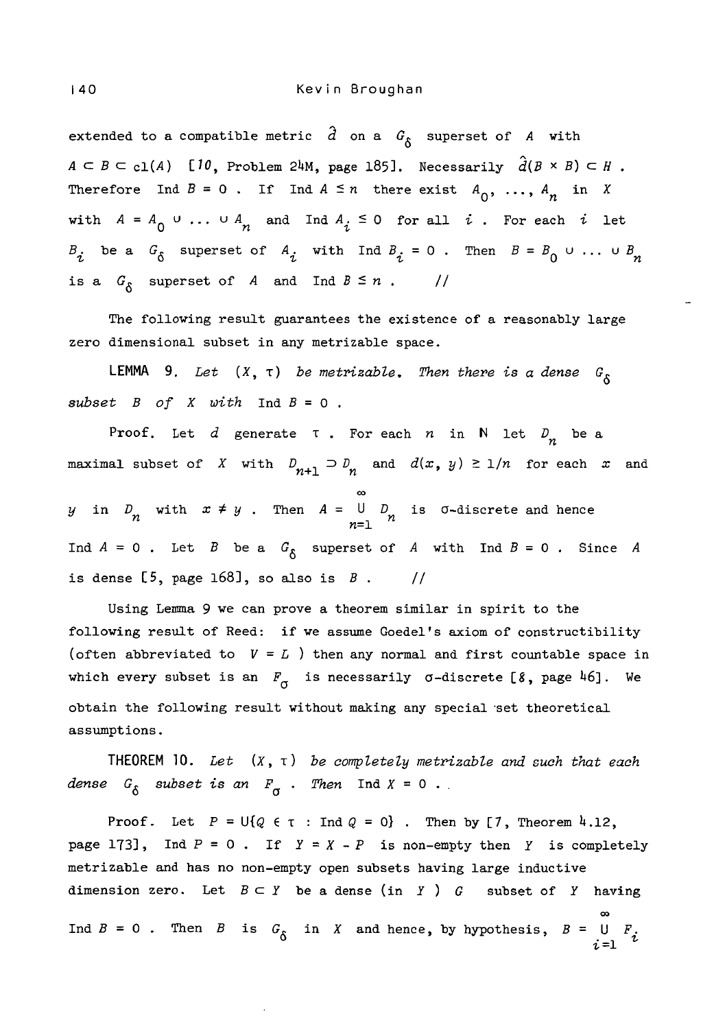extended to a compatible metric $\hat{d}$ on a $G_\delta$ superset of $A$ with $A \subset B \subset \text{cl}(A)$ [10, Problem 24M, page 185]. Necessarily $\hat{d}(B \times B) \subset H$. Therefore $\text{Ind } B = 0$. If $\text{Ind } A \le n$ there exist $A_0, \ldots, A_n$ in $X$ with $A = A_0 \cup \ldots \cup A_n$ and $\text{Ind } A_i \le 0$ for all $i$. For each $i$ let $B_i$ be a $G_\delta$ superset of $A_i$ with $\text{Ind } B_i = 0$. Then $B = B_0 \cup \ldots \cup B_n$ is a $G_\delta$ superset of $A$ and $\text{Ind } B \le n$. //

The following result guarantees the existence of a reasonably large zero dimensional subset in any metrizable space.

**LEMMA 9.** *Let $(X, \tau)$ be metrizable. Then there is a dense $G_\delta$ subset $B$ of $X$ with* $\text{Ind } B = 0$.

Proof. Let $d$ generate $\tau$. For each $n$ in $\mathbb{N}$ let $D_n$ be a maximal subset of $X$ with $D_{n+1} \supset D_n$ and $d(x, y) \ge 1/n$ for each $x$ and $y$ in $D_n$ with $x \ne y$. Then $A = \bigcup_{n=1}^{\infty} D_n$ is $\sigma$-discrete and hence $\text{Ind } A = 0$. Let $B$ be a $G_\delta$ superset of $A$ with $\text{Ind } B = 0$. Since $A$ is dense [5, page 168], so also is $B$. //

Using Lemma 9 we can prove a theorem similar in spirit to the following result of Reed: if we assume Goedel's axiom of constructibility (often abbreviated to $V = L$) then any normal and first countable space in which every subset is an $F_\sigma$ is necessarily $\sigma$-discrete [8, page 46]. We obtain the following result without making any special set theoretical assumptions.

**THEOREM 10.** *Let $(X, \tau)$ be completely metrizable and such that each dense $G_\delta$ subset is an $F_\sigma$. Then* $\text{Ind } X = 0$.

Proof. Let $P = \bigcup\{Q \in \tau : \text{Ind } Q = 0\}$. Then by [7, Theorem 4.12, page 173], $\text{Ind } P = 0$. If $Y = X - P$ is non-empty then $Y$ is completely metrizable and has no non-empty open subsets having large inductive dimension zero. Let $B \subset Y$ be a dense (in $Y$) $G$ subset of $Y$ having $\text{Ind } B = 0$. Then $B$ is $G_\delta$ in $X$ and hence, by hypothesis, $B = \bigcup_{i=1}^{\infty} F_i$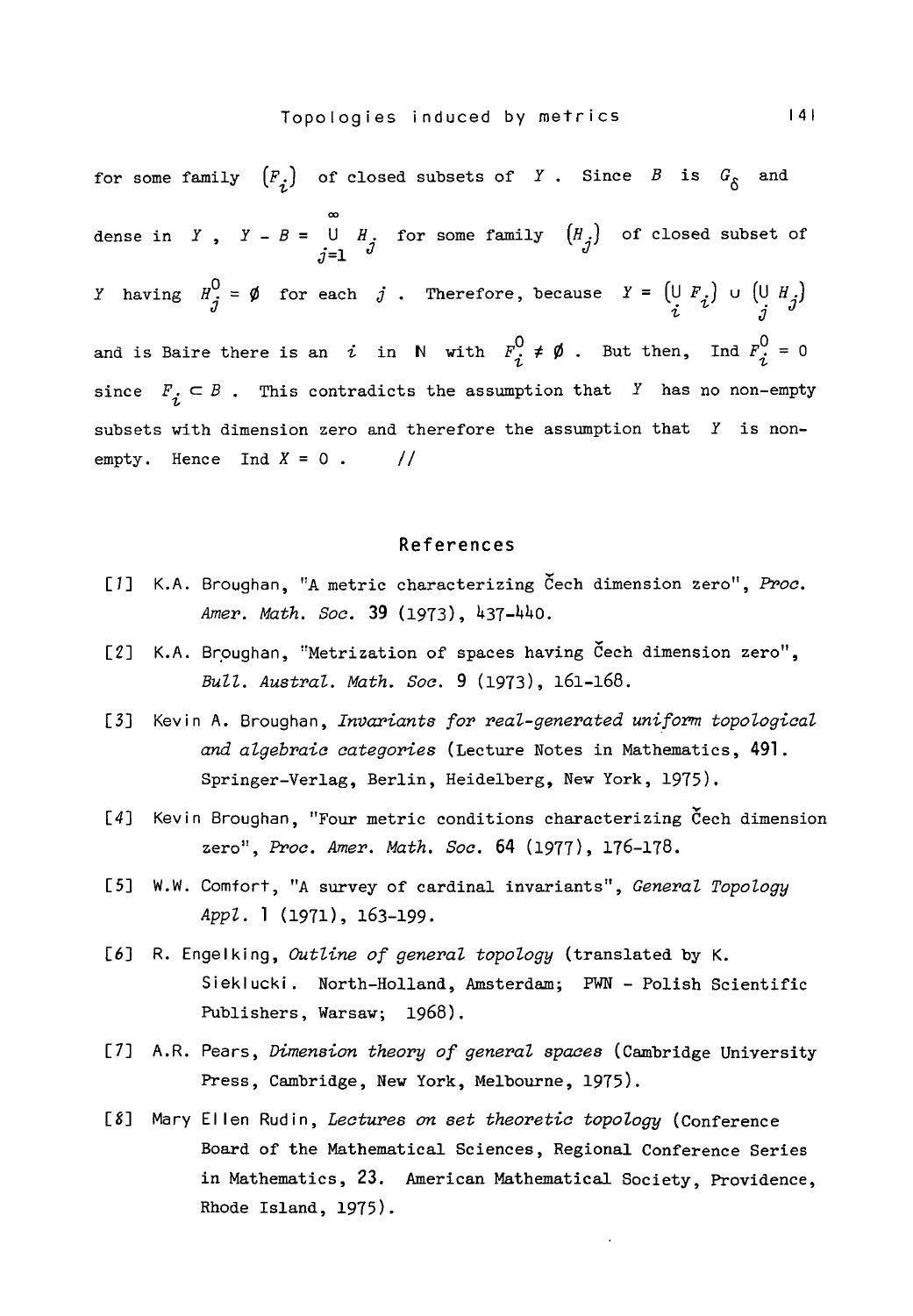for some family $(F_i)$ of closed subsets of $Y$. Since $B$ is $G_\delta$ and dense in $Y$, $Y - B = \bigcup_{j=1}^{\infty} H_j$ for some family $(H_j)$ of closed subset of $Y$ having $H_j^0 = \emptyset$ for each $j$. Therefore, because $Y = \left(\bigcup_i F_i\right) \cup \left(\bigcup_j H_j\right)$ and is Baire there is an $i$ in $\mathbb{N}$ with $F_i^0 \neq \emptyset$. But then, $\operatorname{Ind} F_i^0 = 0$ since $F_i \subset B$. This contradicts the assumption that $Y$ has no non-empty subsets with dimension zero and therefore the assumption that $Y$ is non-empty. Hence $\operatorname{Ind} X = 0$. //

## References

[1] K.A. Broughan, "A metric characterizing Čech dimension zero", *Proc. Amer. Math. Soc.* **39** (1973), 437-440.

[2] K.A. Broughan, "Metrization of spaces having Čech dimension zero", *Bull. Austral. Math. Soc.* **9** (1973), 161-168.

[3] Kevin A. Broughan, *Invariants for real-generated uniform topological and algebraic categories* (Lecture Notes in Mathematics, **491**. Springer-Verlag, Berlin, Heidelberg, New York, 1975).

[4] Kevin Broughan, "Four metric conditions characterizing Čech dimension zero", *Proc. Amer. Math. Soc.* **64** (1977), 176-178.

[5] W.W. Comfort, "A survey of cardinal invariants", *General Topology Appl.* **1** (1971), 163-199.

[6] R. Engelking, *Outline of general topology* (translated by K. Sieklucki. North-Holland, Amsterdam; PWN - Polish Scientific Publishers, Warsaw; 1968).

[7] A.R. Pears, *Dimension theory of general spaces* (Cambridge University Press, Cambridge, New York, Melbourne, 1975).

[8] Mary Ellen Rudin, *Lectures on set theoretic topology* (Conference Board of the Mathematical Sciences, Regional Conference Series in Mathematics, **23**. American Mathematical Society, Providence, Rhode Island, 1975).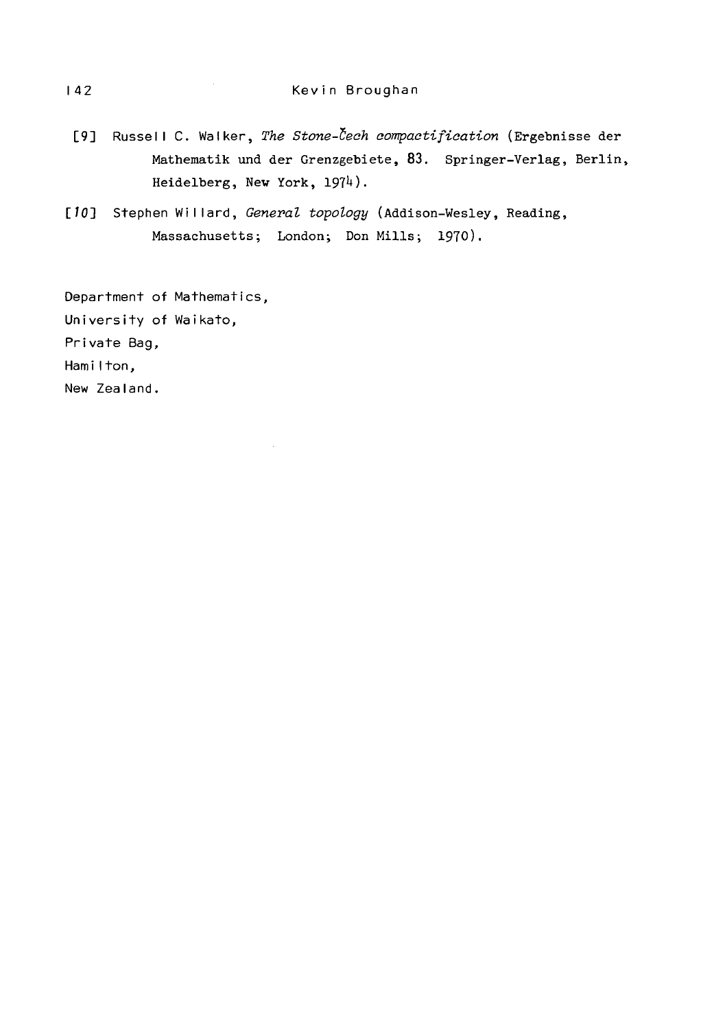[9] Russell C. Walker, *The Stone-Čech compactification* (Ergebnisse der Mathematik und der Grenzgebiete, 83. Springer-Verlag, Berlin, Heidelberg, New York, 1974).

[10] Stephen Willard, *General topology* (Addison-Wesley, Reading, Massachusetts; London; Don Mills; 1970).

Department of Mathematics,
University of Waikato,
Private Bag,
Hamilton,
New Zealand.